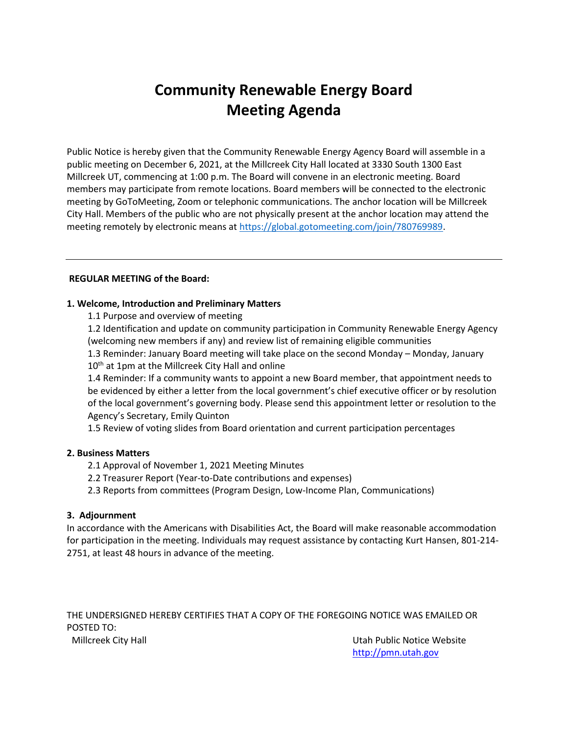# Community Renewable Energy Board
# Meeting Agenda

Public Notice is hereby given that the Community Renewable Energy Agency Board will assemble in a public meeting on December 6, 2021, at the Millcreek City Hall located at 3330 South 1300 East Millcreek UT, commencing at 1:00 p.m. The Board will convene in an electronic meeting. Board members may participate from remote locations. Board members will be connected to the electronic meeting by GoToMeeting, Zoom or telephonic communications. The anchor location will be Millcreek City Hall. Members of the public who are not physically present at the anchor location may attend the meeting remotely by electronic means at https://global.gotomeeting.com/join/780769989.

---

**REGULAR MEETING of the Board:**

**1. Welcome, Introduction and Preliminary Matters**

1.1 Purpose and overview of meeting

1.2 Identification and update on community participation in Community Renewable Energy Agency (welcoming new members if any) and review list of remaining eligible communities

1.3 Reminder: January Board meeting will take place on the second Monday – Monday, January 10th at 1pm at the Millcreek City Hall and online

1.4 Reminder: If a community wants to appoint a new Board member, that appointment needs to be evidenced by either a letter from the local government's chief executive officer or by resolution of the local government's governing body. Please send this appointment letter or resolution to the Agency's Secretary, Emily Quinton

1.5 Review of voting slides from Board orientation and current participation percentages

**2. Business Matters**

2.1 Approval of November 1, 2021 Meeting Minutes

2.2 Treasurer Report (Year-to-Date contributions and expenses)

2.3 Reports from committees (Program Design, Low-Income Plan, Communications)

**3. Adjournment**

In accordance with the Americans with Disabilities Act, the Board will make reasonable accommodation for participation in the meeting. Individuals may request assistance by contacting Kurt Hansen, 801-214-2751, at least 48 hours in advance of the meeting.

THE UNDERSIGNED HEREBY CERTIFIES THAT A COPY OF THE FOREGOING NOTICE WAS EMAILED OR POSTED TO:

Millcreek City Hall

Utah Public Notice Website
http://pmn.utah.gov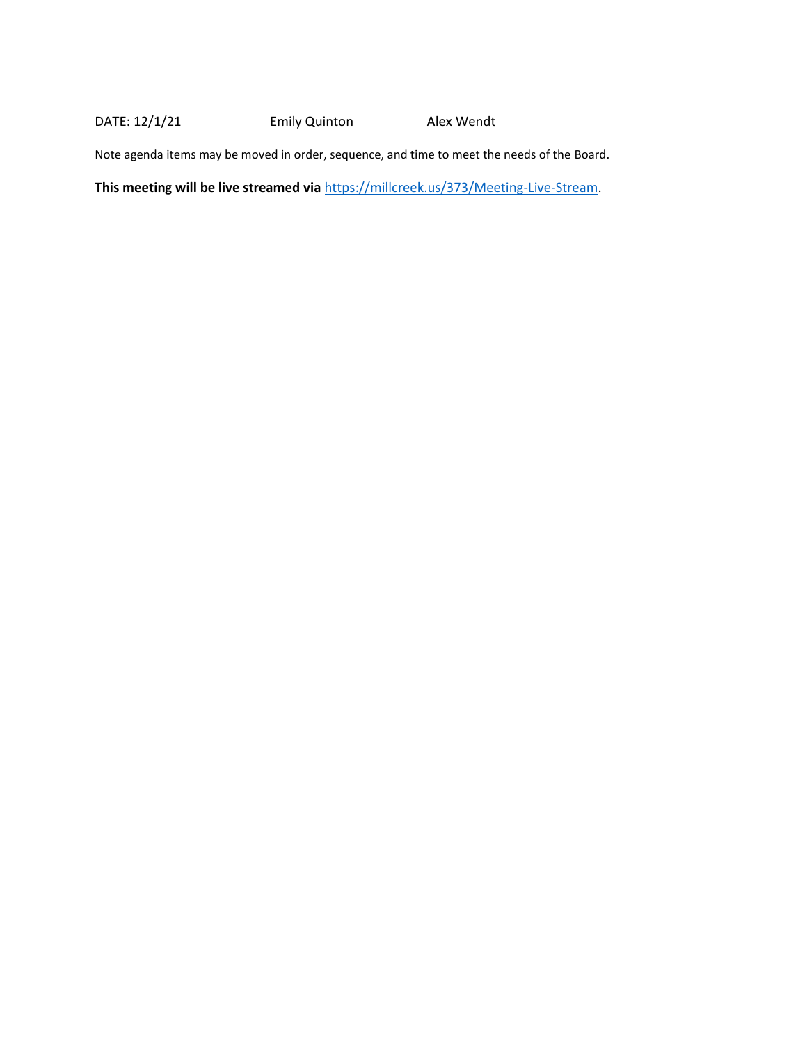DATE: 12/1/21 Emily Quinton Alex Wendt

Note agenda items may be moved in order, sequence, and time to meet the needs of the Board.

**This meeting will be live streamed via** https://millcreek.us/373/Meeting-Live-Stream.